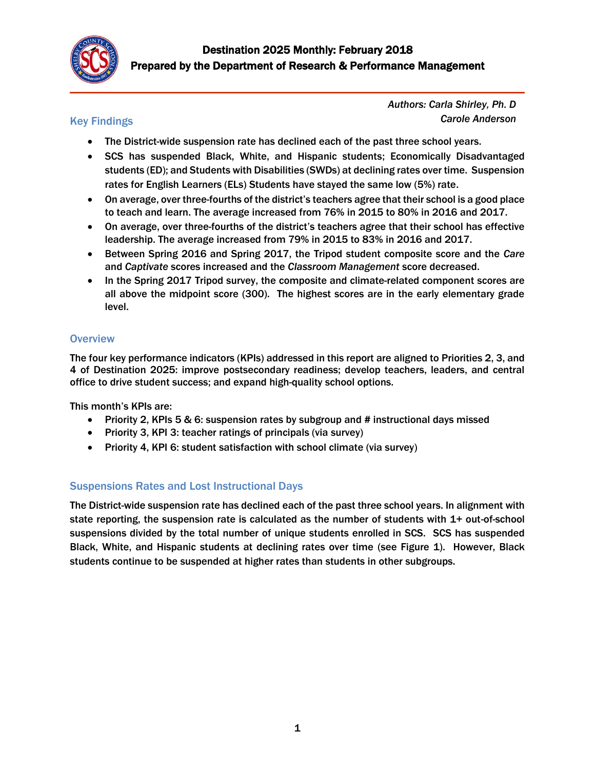# Destination 2025 Monthly: February 2018
## Prepared by the Department of Research & Performance Management

*Authors: Carla Shirley, Ph. D*
*Carole Anderson*

### Key Findings

- The District-wide suspension rate has declined each of the past three school years.
- SCS has suspended Black, White, and Hispanic students; Economically Disadvantaged students (ED); and Students with Disabilities (SWDs) at declining rates over time. Suspension rates for English Learners (ELs) Students have stayed the same low (5%) rate.
- On average, over three-fourths of the district's teachers agree that their school is a good place to teach and learn. The average increased from 76% in 2015 to 80% in 2016 and 2017.
- On average, over three-fourths of the district's teachers agree that their school has effective leadership. The average increased from 79% in 2015 to 83% in 2016 and 2017.
- Between Spring 2016 and Spring 2017, the Tripod student composite score and the *Care* and *Captivate* scores increased and the *Classroom Management* score decreased.
- In the Spring 2017 Tripod survey, the composite and climate-related component scores are all above the midpoint score (300). The highest scores are in the early elementary grade level.

### Overview

The four key performance indicators (KPIs) addressed in this report are aligned to Priorities 2, 3, and 4 of Destination 2025: improve postsecondary readiness; develop teachers, leaders, and central office to drive student success; and expand high-quality school options.

This month's KPIs are:

- Priority 2, KPIs 5 & 6: suspension rates by subgroup and # instructional days missed
- Priority 3, KPI 3: teacher ratings of principals (via survey)
- Priority 4, KPI 6: student satisfaction with school climate (via survey)

### Suspensions Rates and Lost Instructional Days

The District-wide suspension rate has declined each of the past three school years. In alignment with state reporting, the suspension rate is calculated as the number of students with 1+ out-of-school suspensions divided by the total number of unique students enrolled in SCS. SCS has suspended Black, White, and Hispanic students at declining rates over time (see Figure 1). However, Black students continue to be suspended at higher rates than students in other subgroups.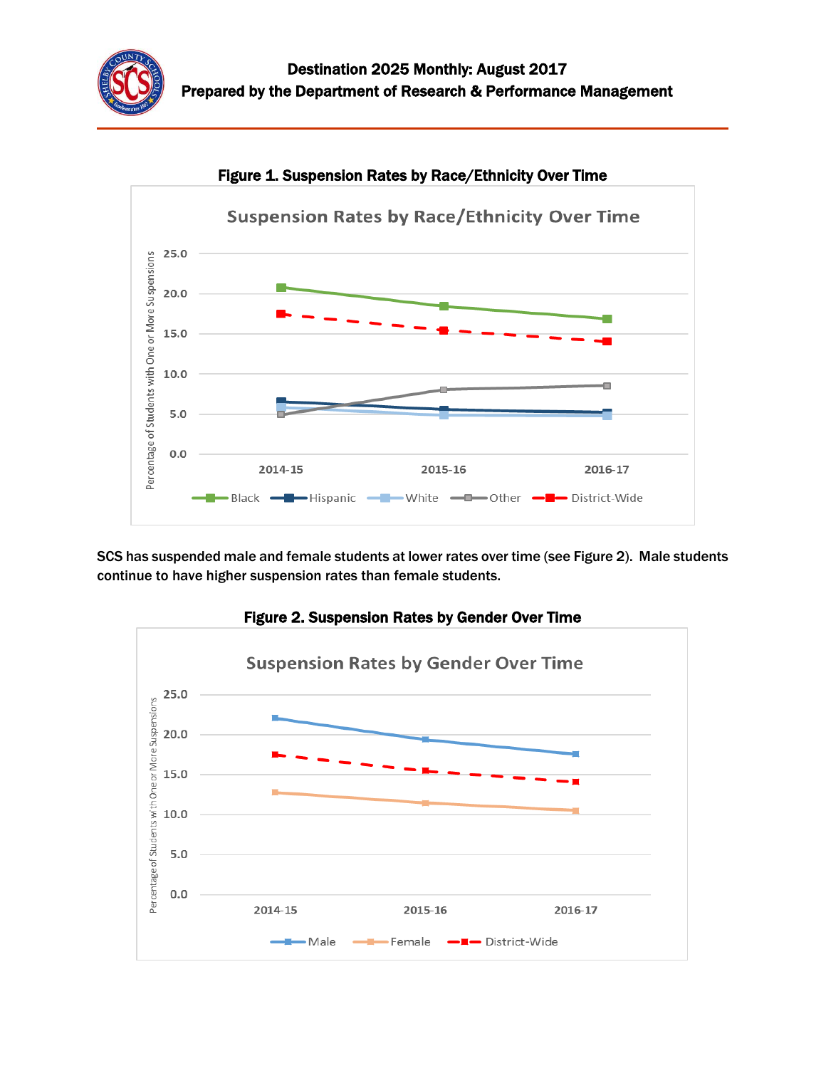# Destination 2025 Monthly: August 2017
## Prepared by the Department of Research & Performance Management

**Figure 1. Suspension Rates by Race/Ethnicity Over Time**

SCS has suspended male and female students at lower rates over time (see Figure 2). Male students continue to have higher suspension rates than female students.

**Figure 2. Suspension Rates by Gender Over Time**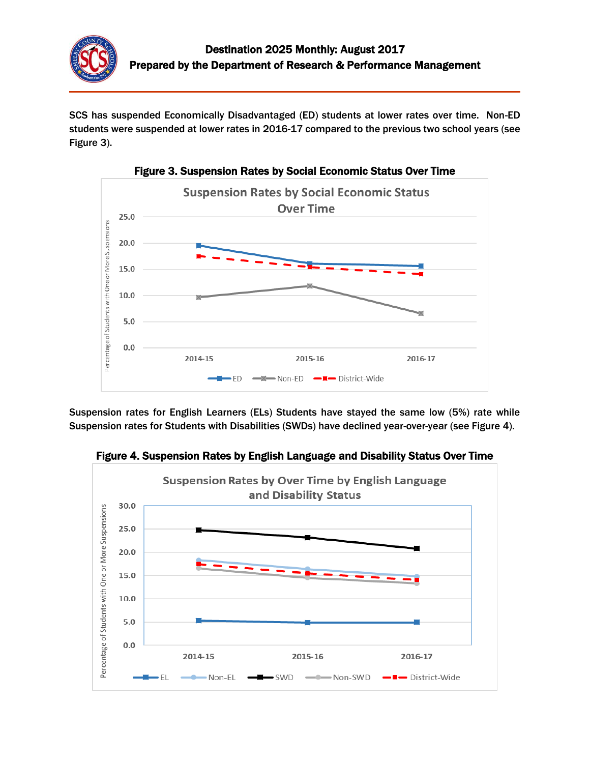SCS has suspended Economically Disadvantaged (ED) students at lower rates over time. Non-ED students were suspended at lower rates in 2016-17 compared to the previous two school years (see Figure 3).

**Figure 3. Suspension Rates by Social Economic Status Over Time**

Suspension rates for English Learners (ELs) Students have stayed the same low (5%) rate while Suspension rates for Students with Disabilities (SWDs) have declined year-over-year (see Figure 4).

**Figure 4. Suspension Rates by English Language and Disability Status Over Time**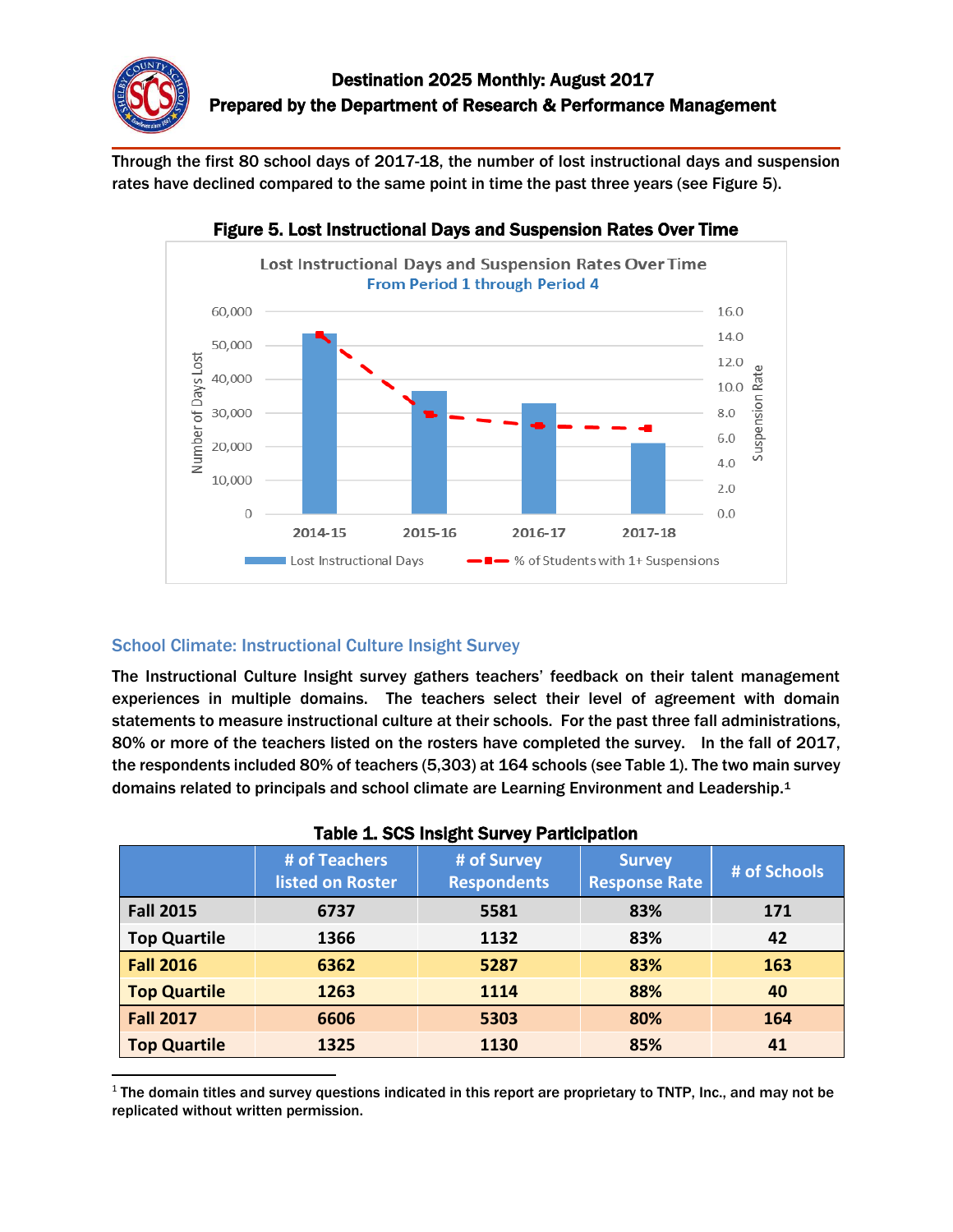Through the first 80 school days of 2017-18, the number of lost instructional days and suspension rates have declined compared to the same point in time the past three years (see Figure 5).

**Figure 5. Lost Instructional Days and Suspension Rates Over Time**

Lost Instructional Days and Suspension Rates Over Time
From Period 1 through Period 4

### School Climate: Instructional Culture Insight Survey

The Instructional Culture Insight survey gathers teachers' feedback on their talent management experiences in multiple domains. The teachers select their level of agreement with domain statements to measure instructional culture at their schools. For the past three fall administrations, 80% or more of the teachers listed on the rosters have completed the survey. In the fall of 2017, the respondents included 80% of teachers (5,303) at 164 schools (see Table 1). The two main survey domains related to principals and school climate are Learning Environment and Leadership.[1]

**Table 1. SCS Insight Survey Participation**

| | # of Teachers listed on Roster | # of Survey Respondents | Survey Response Rate | # of Schools |
|---|---|---|---|---|
| **Fall 2015** | 6737 | 5581 | 83% | 171 |
| **Top Quartile** | 1366 | 1132 | 83% | 42 |
| **Fall 2016** | 6362 | 5287 | 83% | 163 |
| **Top Quartile** | 1263 | 1114 | 88% | 40 |
| **Fall 2017** | 6606 | 5303 | 80% | 164 |
| **Top Quartile** | 1325 | 1130 | 85% | 41 |

[1] The domain titles and survey questions indicated in this report are proprietary to TNTP, Inc., and may not be replicated without written permission.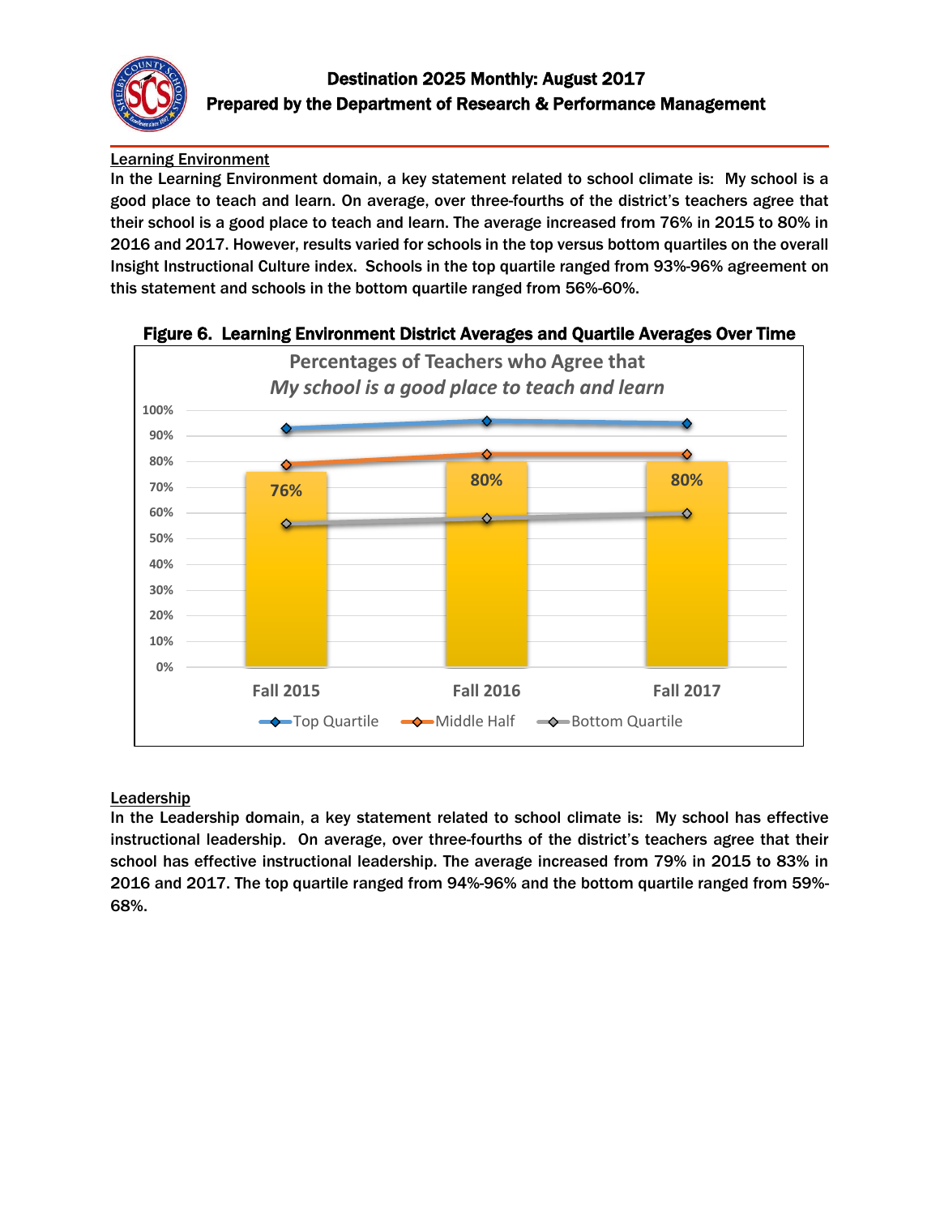## Destination 2025 Monthly: August 2017
### Prepared by the Department of Research & Performance Management

<u>Learning Environment</u>

In the Learning Environment domain, a key statement related to school climate is: My school is a good place to teach and learn. On average, over three-fourths of the district's teachers agree that their school is a good place to teach and learn. The average increased from 76% in 2015 to 80% in 2016 and 2017. However, results varied for schools in the top versus bottom quartiles on the overall Insight Instructional Culture index. Schools in the top quartile ranged from 93%-96% agreement on this statement and schools in the bottom quartile ranged from 56%-60%.

**Figure 6. Learning Environment District Averages and Quartile Averages Over Time**

Percentages of Teachers who Agree that
*My school is a good place to teach and learn*

| | Fall 2015 | Fall 2016 | Fall 2017 |
|---|---|---|---|
| District Average | 76% | 80% | 80% |

Legend: Top Quartile, Middle Half, Bottom Quartile

<u>Leadership</u>

In the Leadership domain, a key statement related to school climate is: My school has effective instructional leadership. On average, over three-fourths of the district's teachers agree that their school has effective instructional leadership. The average increased from 79% in 2015 to 83% in 2016 and 2017. The top quartile ranged from 94%-96% and the bottom quartile ranged from 59%-68%.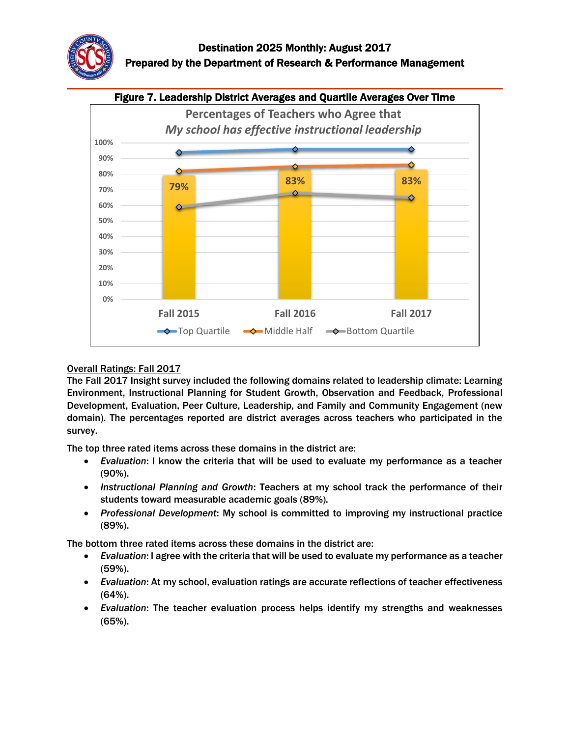**Figure 7. Leadership District Averages and Quartile Averages Over Time**

Percentages of Teachers who Agree that *My school has effective instructional leadership*

| | Fall 2015 | Fall 2016 | Fall 2017 |
|---|---|---|---|
| District Average | 79% | 83% | 83% |

Legend: Top Quartile, Middle Half, Bottom Quartile

**Overall Ratings: Fall 2017**

The Fall 2017 Insight survey included the following domains related to leadership climate: Learning Environment, Instructional Planning for Student Growth, Observation and Feedback, Professional Development, Evaluation, Peer Culture, Leadership, and Family and Community Engagement (new domain). The percentages reported are district averages across teachers who participated in the survey.

The top three rated items across these domains in the district are:

- *Evaluation*: I know the criteria that will be used to evaluate my performance as a teacher (90%).
- *Instructional Planning and Growth*: Teachers at my school track the performance of their students toward measurable academic goals (89%).
- *Professional Development*: My school is committed to improving my instructional practice (89%).

The bottom three rated items across these domains in the district are:

- *Evaluation*: I agree with the criteria that will be used to evaluate my performance as a teacher (59%).
- *Evaluation*: At my school, evaluation ratings are accurate reflections of teacher effectiveness (64%).
- *Evaluation*: The teacher evaluation process helps identify my strengths and weaknesses (65%).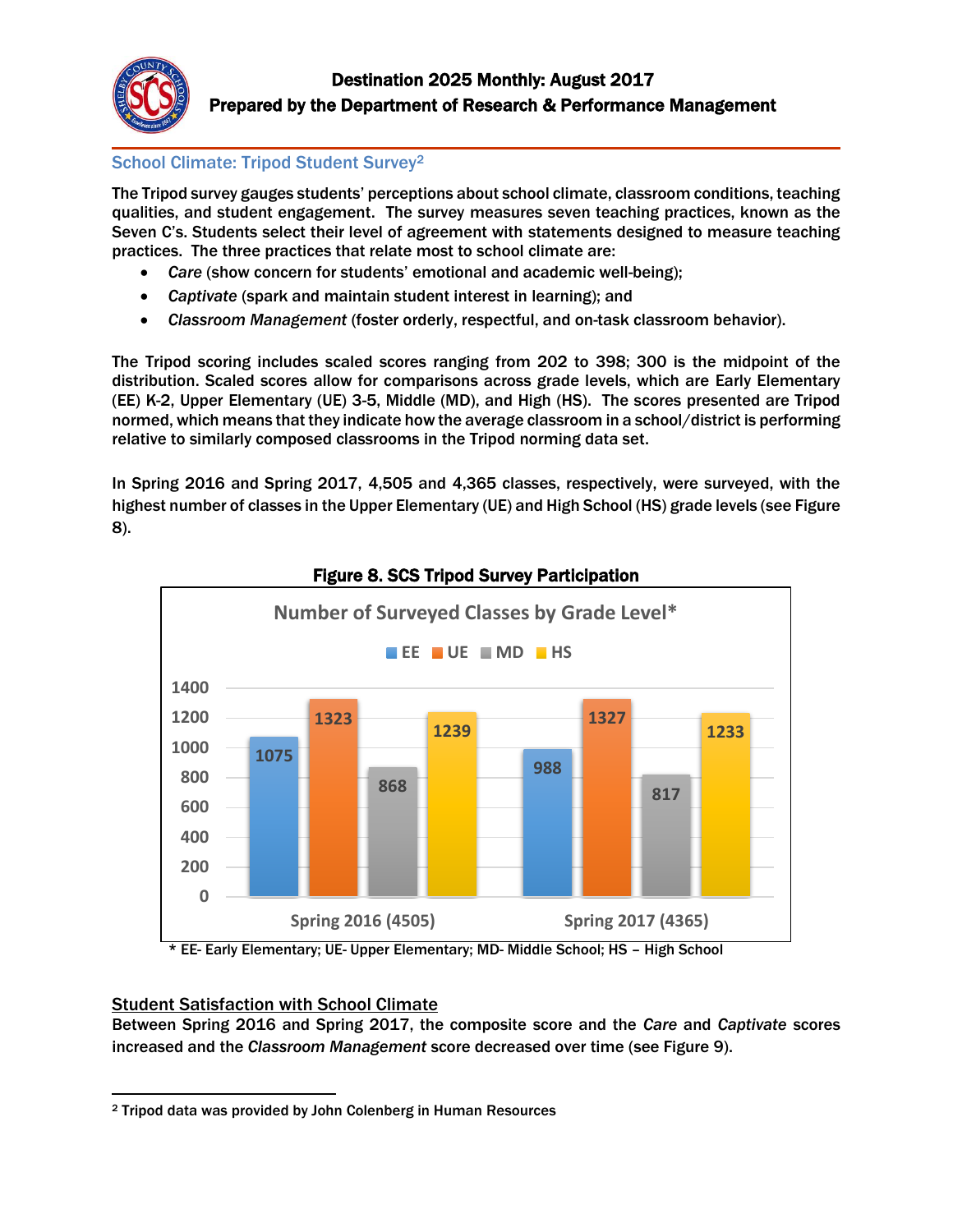# Destination 2025 Monthly: August 2017
# Prepared by the Department of Research & Performance Management

## School Climate: Tripod Student Survey[2]

The Tripod survey gauges students' perceptions about school climate, classroom conditions, teaching qualities, and student engagement. The survey measures seven teaching practices, known as the Seven C's. Students select their level of agreement with statements designed to measure teaching practices. The three practices that relate most to school climate are:

- *Care* (show concern for students' emotional and academic well-being);
- *Captivate* (spark and maintain student interest in learning); and
- *Classroom Management* (foster orderly, respectful, and on-task classroom behavior).

The Tripod scoring includes scaled scores ranging from 202 to 398; 300 is the midpoint of the distribution. Scaled scores allow for comparisons across grade levels, which are Early Elementary (EE) K-2, Upper Elementary (UE) 3-5, Middle (MD), and High (HS). The scores presented are Tripod normed, which means that they indicate how the average classroom in a school/district is performing relative to similarly composed classrooms in the Tripod norming data set.

In Spring 2016 and Spring 2017, 4,505 and 4,365 classes, respectively, were surveyed, with the highest number of classes in the Upper Elementary (UE) and High School (HS) grade levels (see Figure 8).

**Figure 8. SCS Tripod Survey Participation**

Number of Surveyed Classes by Grade Level*

| | EE | UE | MD | HS |
|---|---|---|---|---|
| Spring 2016 (4505) | 1075 | 1323 | 868 | 1239 |
| Spring 2017 (4365) | 988 | 1327 | 817 | 1233 |

\* EE- Early Elementary; UE- Upper Elementary; MD- Middle School; HS – High School

### Student Satisfaction with School Climate

Between Spring 2016 and Spring 2017, the composite score and the *Care* and *Captivate* scores increased and the *Classroom Management* score decreased over time (see Figure 9).

[2] Tripod data was provided by John Colenberg in Human Resources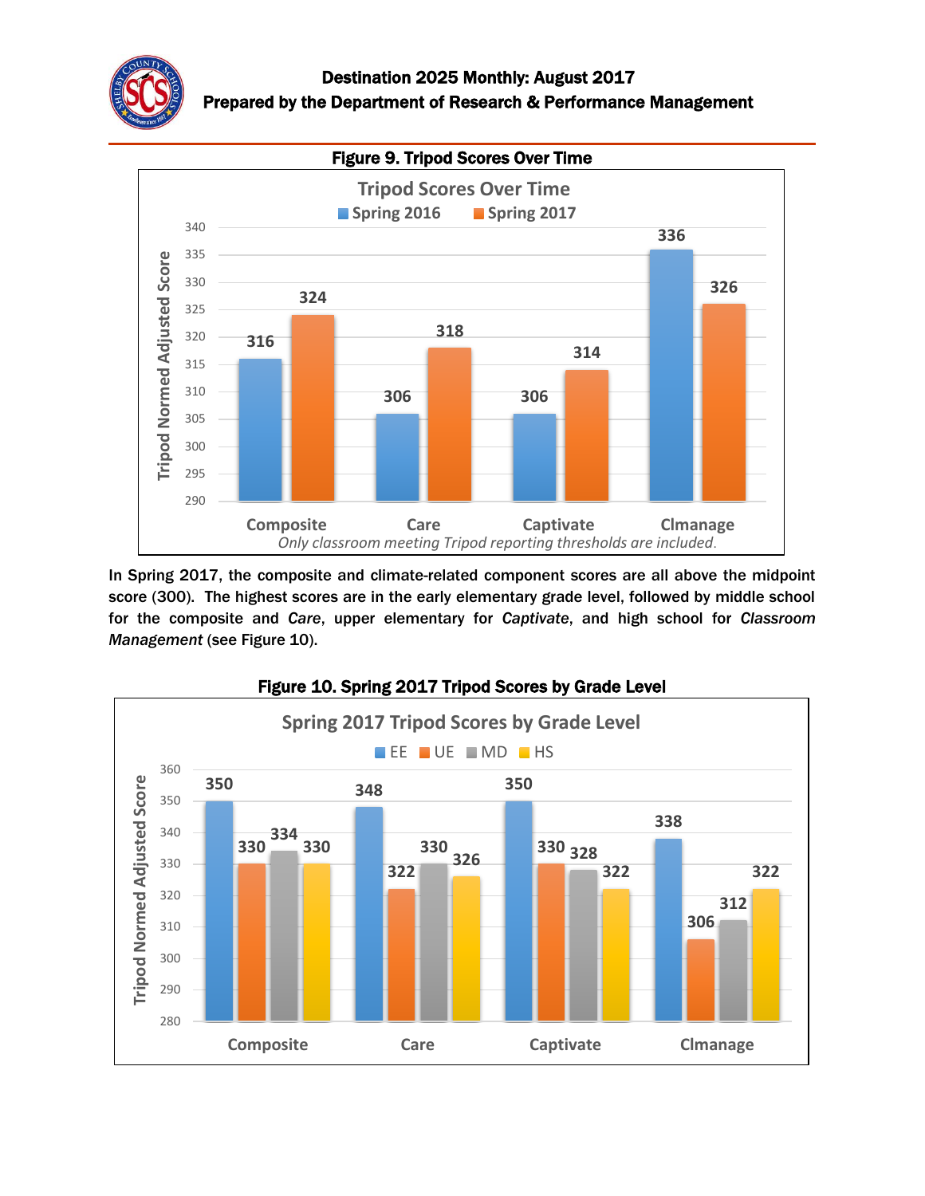**Figure 9. Tripod Scores Over Time**

Tripod Scores Over Time

| | Spring 2016 | Spring 2017 |
|---|---|---|
| Composite | 316 | 324 |
| Care | 306 | 318 |
| Captivate | 306 | 314 |
| Clmanage | 336 | 326 |

*Only classroom meeting Tripod reporting thresholds are included.*

In Spring 2017, the composite and climate-related component scores are all above the midpoint score (300). The highest scores are in the early elementary grade level, followed by middle school for the composite and *Care*, upper elementary for *Captivate*, and high school for *Classroom Management* (see Figure 10).

**Figure 10. Spring 2017 Tripod Scores by Grade Level**

Spring 2017 Tripod Scores by Grade Level

| | EE | UE | MD | HS |
|---|---|---|---|---|
| Composite | 350 | 330 | 334 | 330 |
| Care | 348 | 322 | 330 | 326 |
| Captivate | 350 | 330 | 328 | 322 |
| Clmanage | 338 | 306 | 312 | 322 |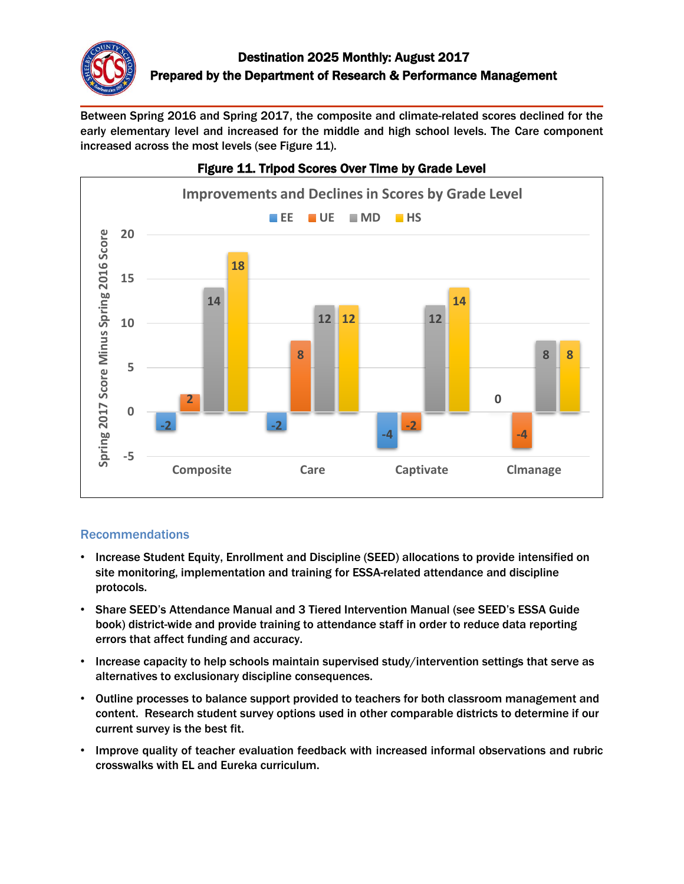Destination 2025 Monthly: August 2017
Prepared by the Department of Research & Performance Management

Between Spring 2016 and Spring 2017, the composite and climate-related scores declined for the early elementary level and increased for the middle and high school levels. The Care component increased across the most levels (see Figure 11).

**Figure 11. Tripod Scores Over Time by Grade Level**

Improvements and Declines in Scores by Grade Level

EE UE MD HS

Spring 2017 Score Minus Spring 2016 Score

20
15
10
5
0
-5

Composite: -2, 2, 14, 18
Care: -2, 8, 12, 12
Captivate: -4, -2, 12, 14
Clmanage: 0, -4, 8, 8

### Recommendations

- Increase Student Equity, Enrollment and Discipline (SEED) allocations to provide intensified on site monitoring, implementation and training for ESSA-related attendance and discipline protocols.
- Share SEED's Attendance Manual and 3 Tiered Intervention Manual (see SEED's ESSA Guide book) district-wide and provide training to attendance staff in order to reduce data reporting errors that affect funding and accuracy.
- Increase capacity to help schools maintain supervised study/intervention settings that serve as alternatives to exclusionary discipline consequences.
- Outline processes to balance support provided to teachers for both classroom management and content. Research student survey options used in other comparable districts to determine if our current survey is the best fit.
- Improve quality of teacher evaluation feedback with increased informal observations and rubric crosswalks with EL and Eureka curriculum.